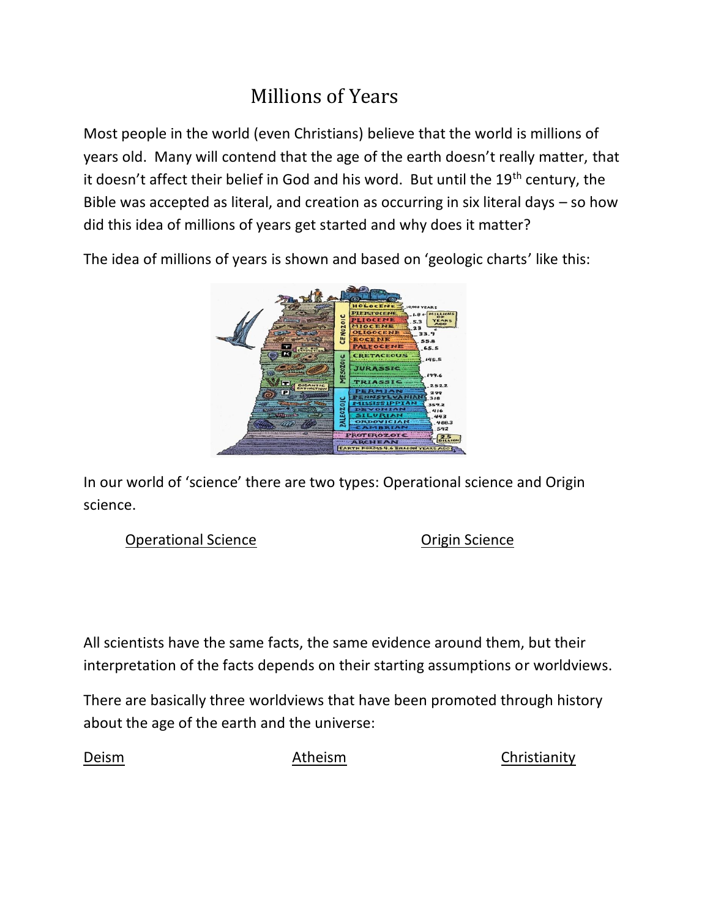# Millions of Years

Most people in the world (even Christians) believe that the world is millions of years old. Many will contend that the age of the earth doesn't really matter, that it doesn't affect their belief in God and his word. But until the 19$^{th}$ century, the Bible was accepted as literal, and creation as occurring in six literal days – so how did this idea of millions of years get started and why does it matter?

The idea of millions of years is shown and based on 'geologic charts' like this:

In our world of 'science' there are two types: Operational science and Origin science.

<u>Operational Science</u>

<u>Origin Science</u>

All scientists have the same facts, the same evidence around them, but their interpretation of the facts depends on their starting assumptions or worldviews.

There are basically three worldviews that have been promoted through history about the age of the earth and the universe:

<u>Deism</u>

<u>Atheism</u>

<u>Christianity</u>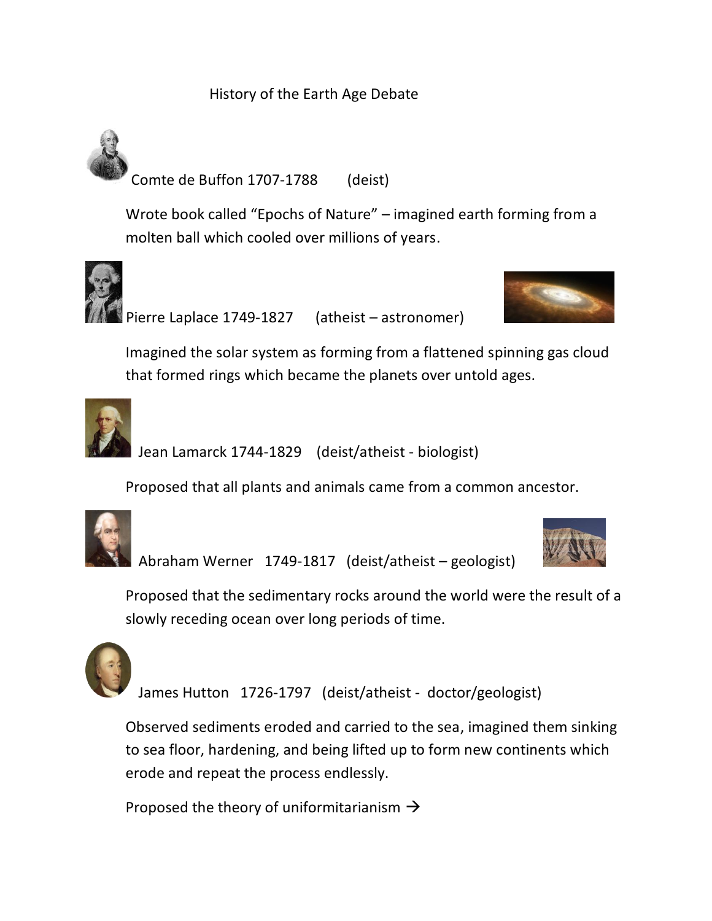# History of the Earth Age Debate

Comte de Buffon 1707-1788 (deist)

Wrote book called "Epochs of Nature" – imagined earth forming from a molten ball which cooled over millions of years.

Pierre Laplace 1749-1827 (atheist – astronomer)

Imagined the solar system as forming from a flattened spinning gas cloud that formed rings which became the planets over untold ages.

Jean Lamarck 1744-1829 (deist/atheist - biologist)

Proposed that all plants and animals came from a common ancestor.

Abraham Werner 1749-1817 (deist/atheist – geologist)

Proposed that the sedimentary rocks around the world were the result of a slowly receding ocean over long periods of time.

James Hutton 1726-1797 (deist/atheist - doctor/geologist)

Observed sediments eroded and carried to the sea, imagined them sinking to sea floor, hardening, and being lifted up to form new continents which erode and repeat the process endlessly.

Proposed the theory of uniformitarianism →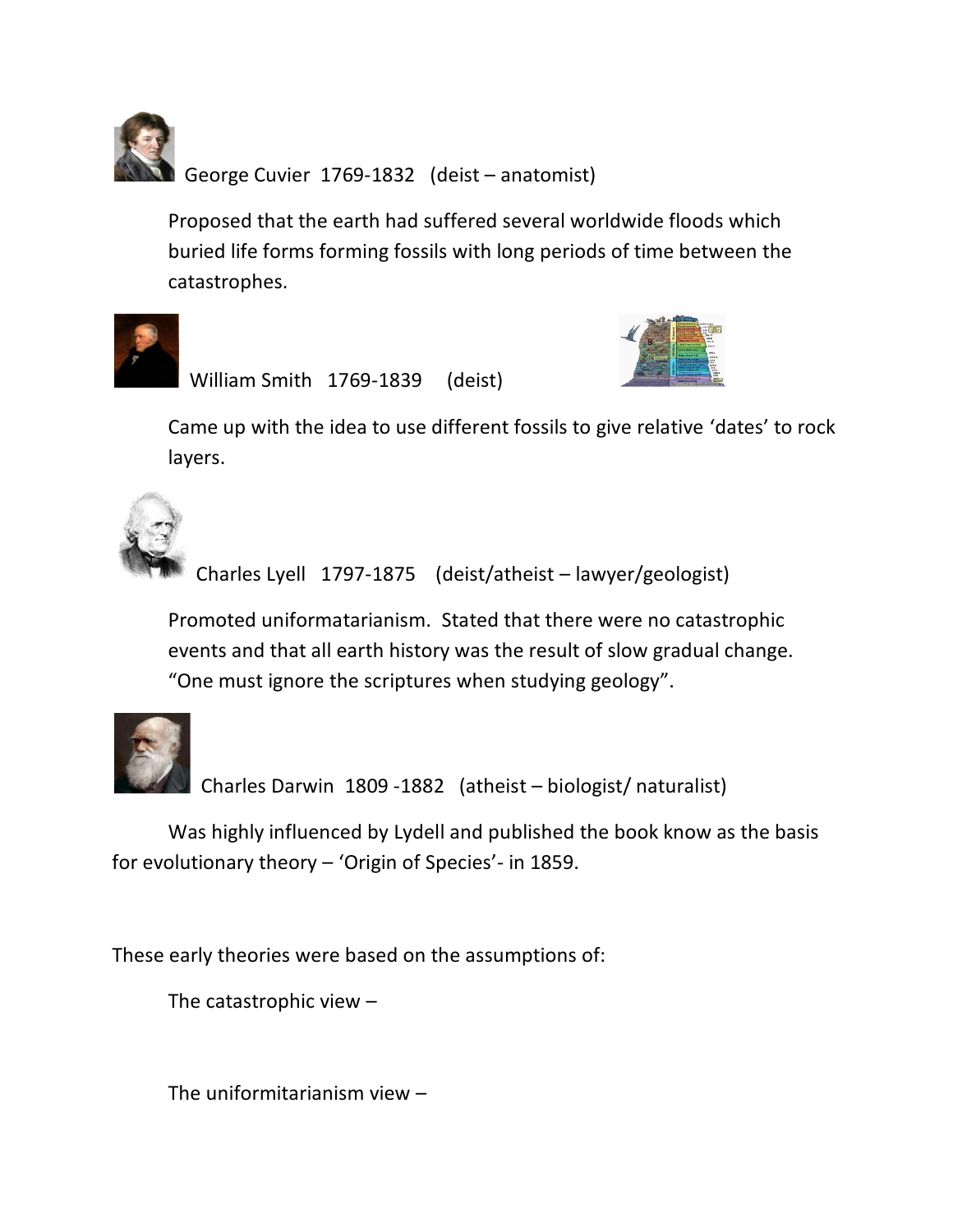George Cuvier  1769-1832   (deist – anatomist)

Proposed that the earth had suffered several worldwide floods which buried life forms forming fossils with long periods of time between the catastrophes.

William Smith   1769-1839     (deist)

Came up with the idea to use different fossils to give relative 'dates' to rock layers.

Charles Lyell   1797-1875    (deist/atheist – lawyer/geologist)

Promoted uniformatarianism.  Stated that there were no catastrophic events and that all earth history was the result of slow gradual change.  "One must ignore the scriptures when studying geology".

Charles Darwin  1809 -1882   (atheist – biologist/ naturalist)

Was highly influenced by Lydell and published the book know as the basis for evolutionary theory – 'Origin of Species'- in 1859.

These early theories were based on the assumptions of:

The catastrophic view –

The uniformitarianism view –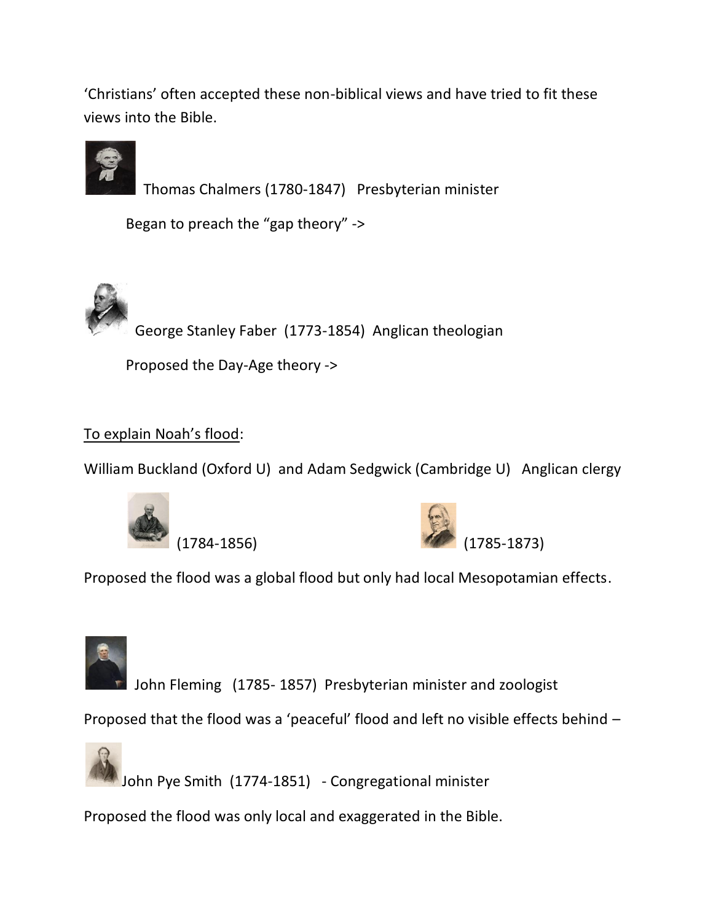'Christians' often accepted these non-biblical views and have tried to fit these views into the Bible.

Thomas Chalmers (1780-1847) Presbyterian minister

Began to preach the "gap theory" ->

George Stanley Faber (1773-1854) Anglican theologian

Proposed the Day-Age theory ->

<u>To explain Noah's flood</u>:

William Buckland (Oxford U) and Adam Sedgwick (Cambridge U) Anglican clergy

(1784-1856) (1785-1873)

Proposed the flood was a global flood but only had local Mesopotamian effects.

John Fleming (1785- 1857) Presbyterian minister and zoologist

Proposed that the flood was a 'peaceful' flood and left no visible effects behind –

John Pye Smith (1774-1851) - Congregational minister

Proposed the flood was only local and exaggerated in the Bible.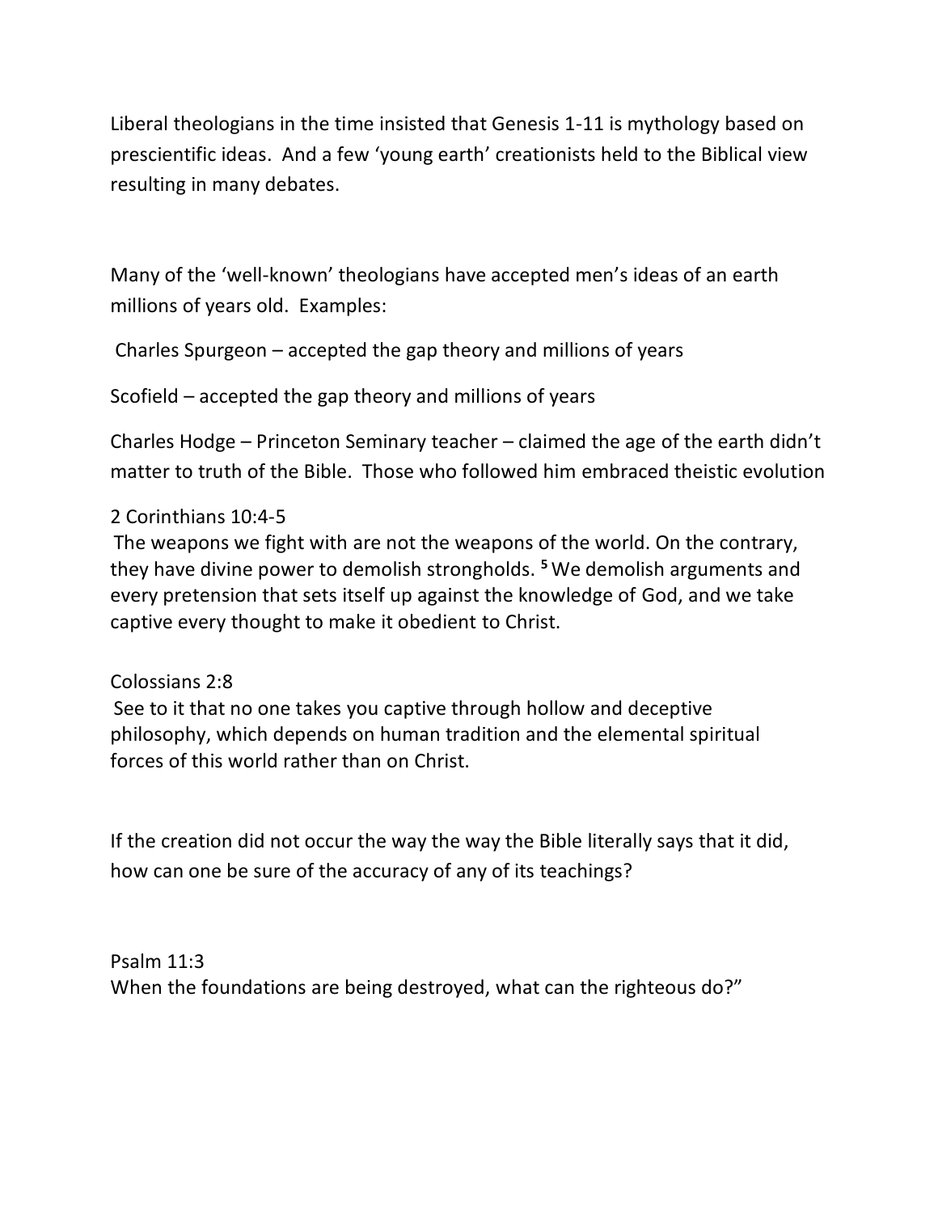Liberal theologians in the time insisted that Genesis 1-11 is mythology based on prescientific ideas. And a few 'young earth' creationists held to the Biblical view resulting in many debates.

Many of the 'well-known' theologians have accepted men's ideas of an earth millions of years old. Examples:

Charles Spurgeon – accepted the gap theory and millions of years

Scofield – accepted the gap theory and millions of years

Charles Hodge – Princeton Seminary teacher – claimed the age of the earth didn't matter to truth of the Bible. Those who followed him embraced theistic evolution

2 Corinthians 10:4-5
The weapons we fight with are not the weapons of the world. On the contrary, they have divine power to demolish strongholds. [5] We demolish arguments and every pretension that sets itself up against the knowledge of God, and we take captive every thought to make it obedient to Christ.

Colossians 2:8
See to it that no one takes you captive through hollow and deceptive philosophy, which depends on human tradition and the elemental spiritual forces of this world rather than on Christ.

If the creation did not occur the way the way the Bible literally says that it did, how can one be sure of the accuracy of any of its teachings?

Psalm 11:3
When the foundations are being destroyed, what can the righteous do?"